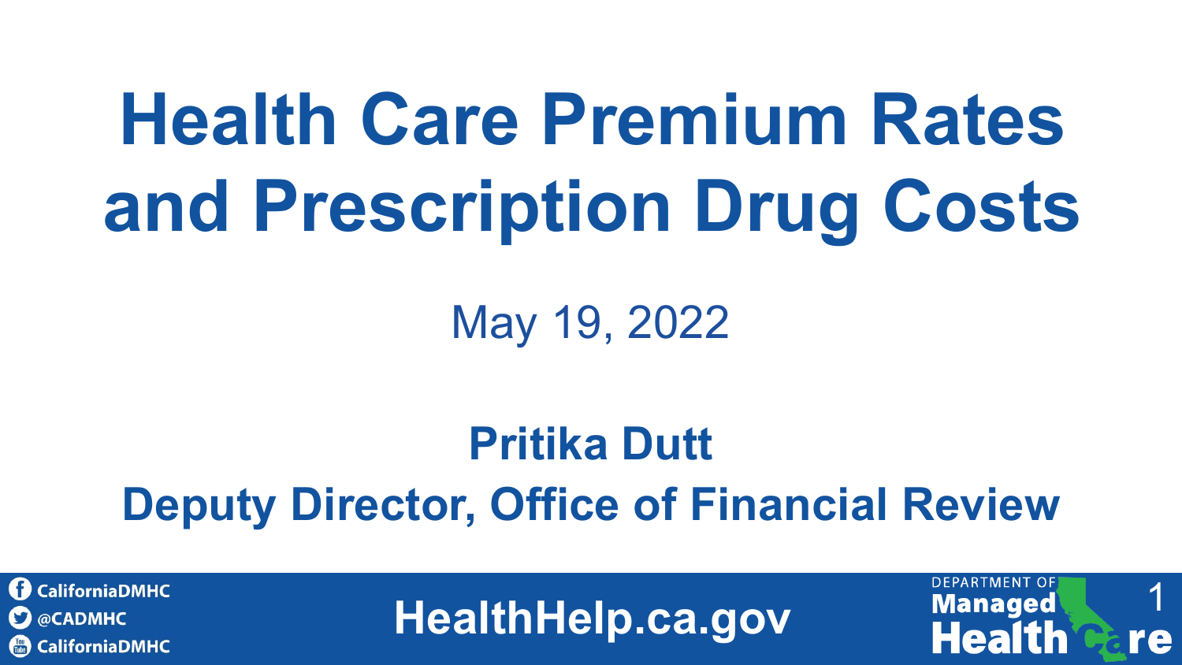# Health Care Premium Rates and Prescription Drug Costs

May 19, 2022

**Pritika Dutt**

**Deputy Director, Office of Financial Review**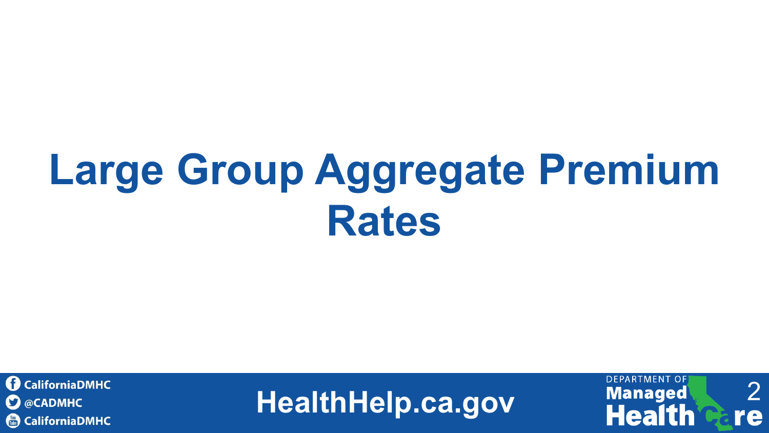# Large Group Aggregate Premium Rates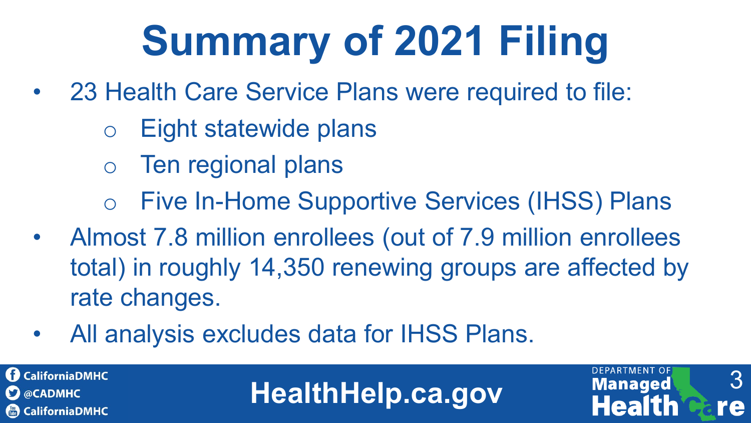# Summary of 2021 Filing

- 23 Health Care Service Plans were required to file:
  - Eight statewide plans
  - Ten regional plans
  - Five In-Home Supportive Services (IHSS) Plans
- Almost 7.8 million enrollees (out of 7.9 million enrollees total) in roughly 14,350 renewing groups are affected by rate changes.
- All analysis excludes data for IHSS Plans.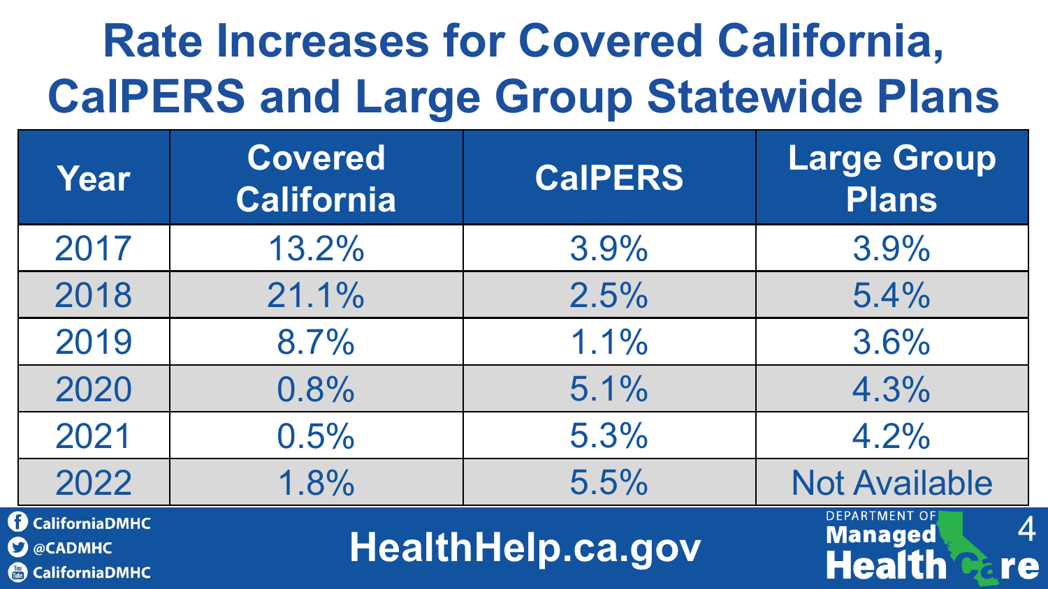# Rate Increases for Covered California, CalPERS and Large Group Statewide Plans

| Year | Covered California | CalPERS | Large Group Plans |
|---|---|---|---|
| 2017 | 13.2% | 3.9% | 3.9% |
| 2018 | 21.1% | 2.5% | 5.4% |
| 2019 | 8.7% | 1.1% | 3.6% |
| 2020 | 0.8% | 5.1% | 4.3% |
| 2021 | 0.5% | 5.3% | 4.2% |
| 2022 | 1.8% | 5.5% | Not Available |

CaliforniaDMHC
@CADMHC
CaliforniaDMHC

HealthHelp.ca.gov

Department of Managed Health Care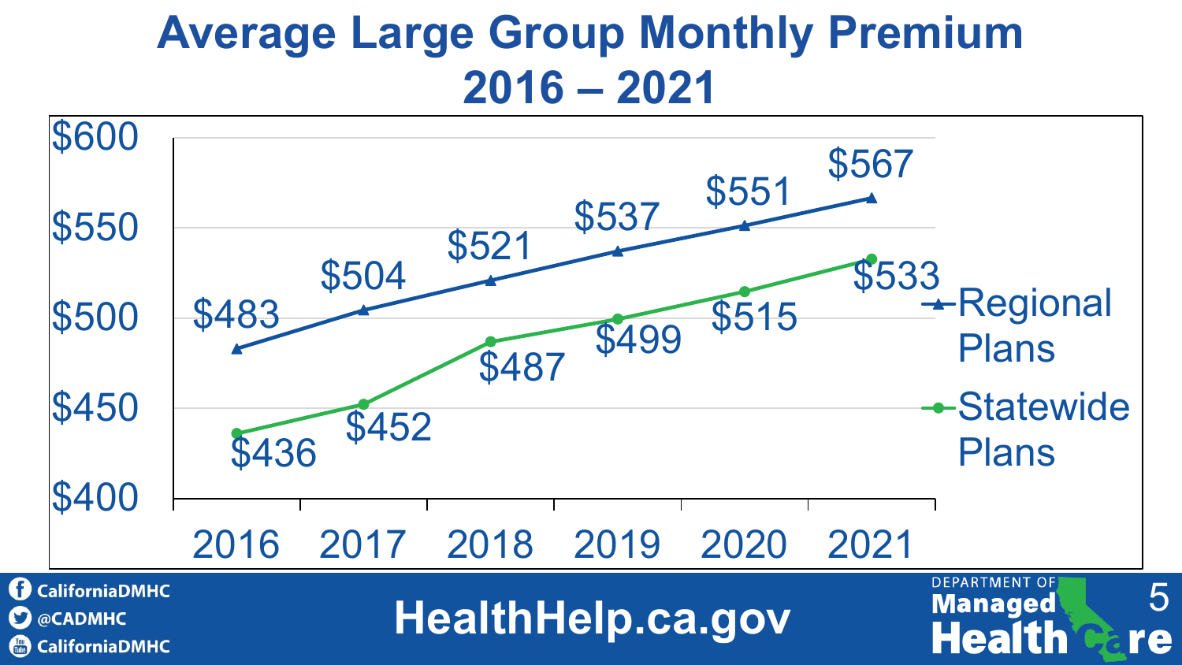# Average Large Group Monthly Premium 2016 – 2021

| Year | Regional Plans | Statewide Plans |
|---|---|---|
| 2016 | $483 | $436 |
| 2017 | $504 | $452 |
| 2018 | $521 | $487 |
| 2019 | $537 | $499 |
| 2020 | $551 | $515 |
| 2021 | $567 | $533 |

CaliforniaDMHC
@CADMHC
CaliforniaDMHC

HealthHelp.ca.gov

Department of Managed Health Care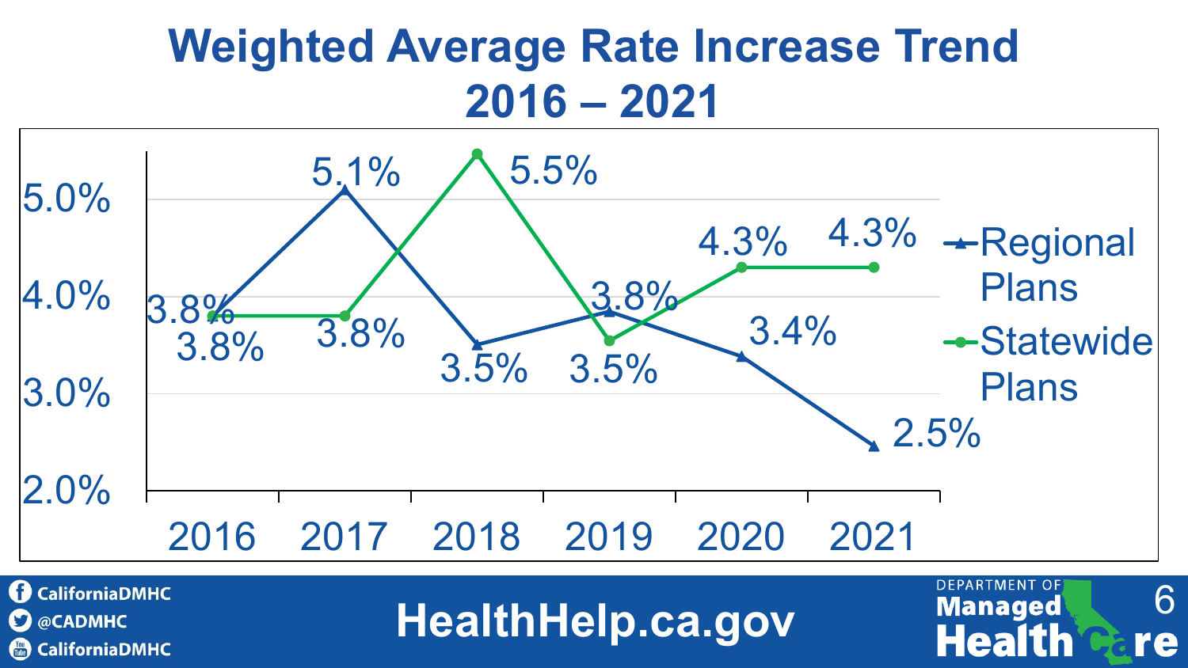# Weighted Average Rate Increase Trend 2016 – 2021

| Year | Regional Plans | Statewide Plans |
|---|---|---|
| 2016 | 3.8% | 3.8% |
| 2017 | 5.1% | 3.8% |
| 2018 | 3.5% | 5.5% |
| 2019 | 3.8% | 3.5% |
| 2020 | 3.4% | 4.3% |
| 2021 | 2.5% | 4.3% |

CaliforniaDMHC

@CADMHC

CaliforniaDMHC

HealthHelp.ca.gov

Department of Managed Health Care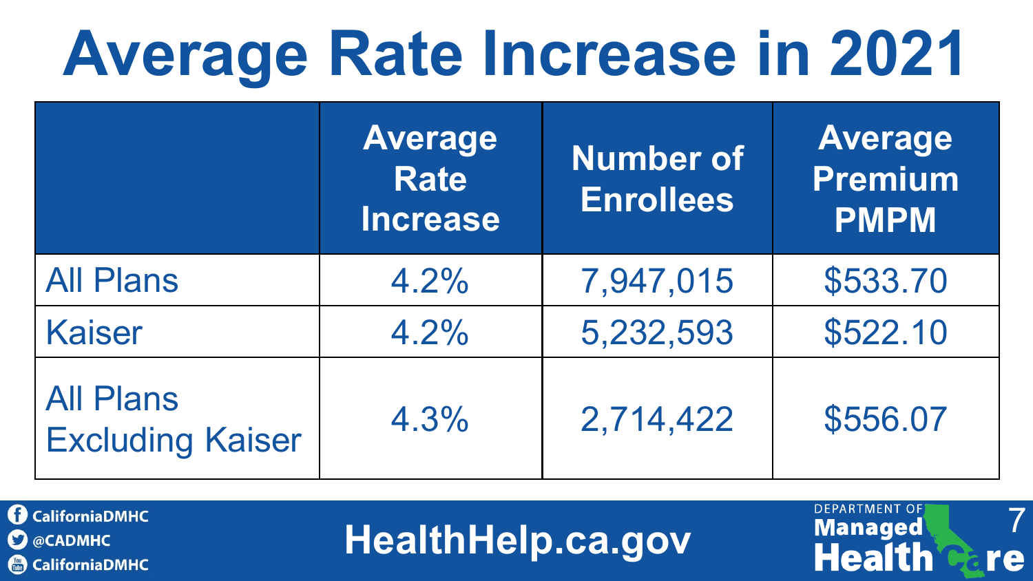# Average Rate Increase in 2021

| | Average Rate Increase | Number of Enrollees | Average Premium PMPM |
|---|---|---|---|
| All Plans | 4.2% | 7,947,015 | $533.70 |
| Kaiser | 4.2% | 5,232,593 | $522.10 |
| All Plans Excluding Kaiser | 4.3% | 2,714,422 | $556.07 |

CaliforniaDMHC
@CADMHC
CaliforniaDMHC

HealthHelp.ca.gov

DEPARTMENT OF Managed Health Care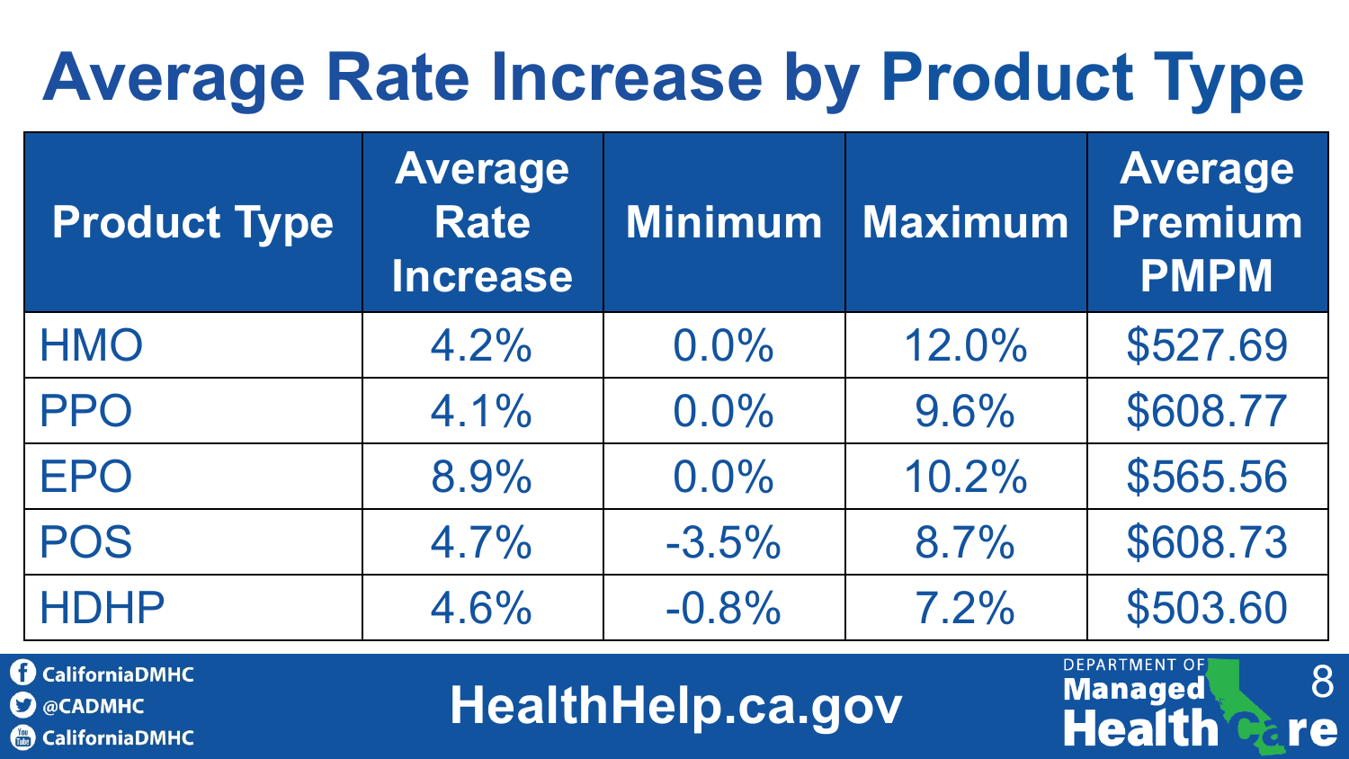# Average Rate Increase by Product Type

| Product Type | Average Rate Increase | Minimum | Maximum | Average Premium PMPM |
|---|---|---|---|---|
| HMO | 4.2% | 0.0% | 12.0% | $527.69 |
| PPO | 4.1% | 0.0% | 9.6% | $608.77 |
| EPO | 8.9% | 0.0% | 10.2% | $565.56 |
| POS | 4.7% | -3.5% | 8.7% | $608.73 |
| HDHP | 4.6% | -0.8% | 7.2% | $503.60 |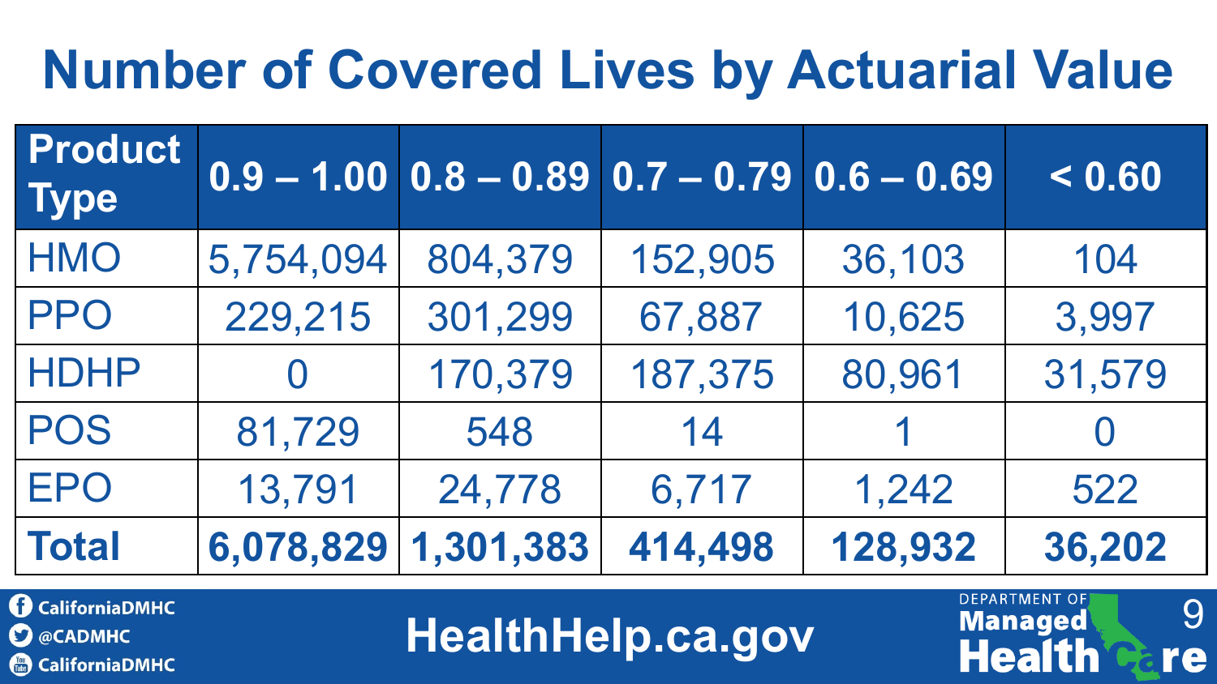# Number of Covered Lives by Actuarial Value

| Product Type | 0.9 – 1.00 | 0.8 – 0.89 | 0.7 – 0.79 | 0.6 – 0.69 | < 0.60 |
|---|---|---|---|---|---|
| HMO | 5,754,094 | 804,379 | 152,905 | 36,103 | 104 |
| PPO | 229,215 | 301,299 | 67,887 | 10,625 | 3,997 |
| HDHP | 0 | 170,379 | 187,375 | 80,961 | 31,579 |
| POS | 81,729 | 548 | 14 | 1 | 0 |
| EPO | 13,791 | 24,778 | 6,717 | 1,242 | 522 |
| **Total** | **6,078,829** | **1,301,383** | **414,498** | **128,932** | **36,202** |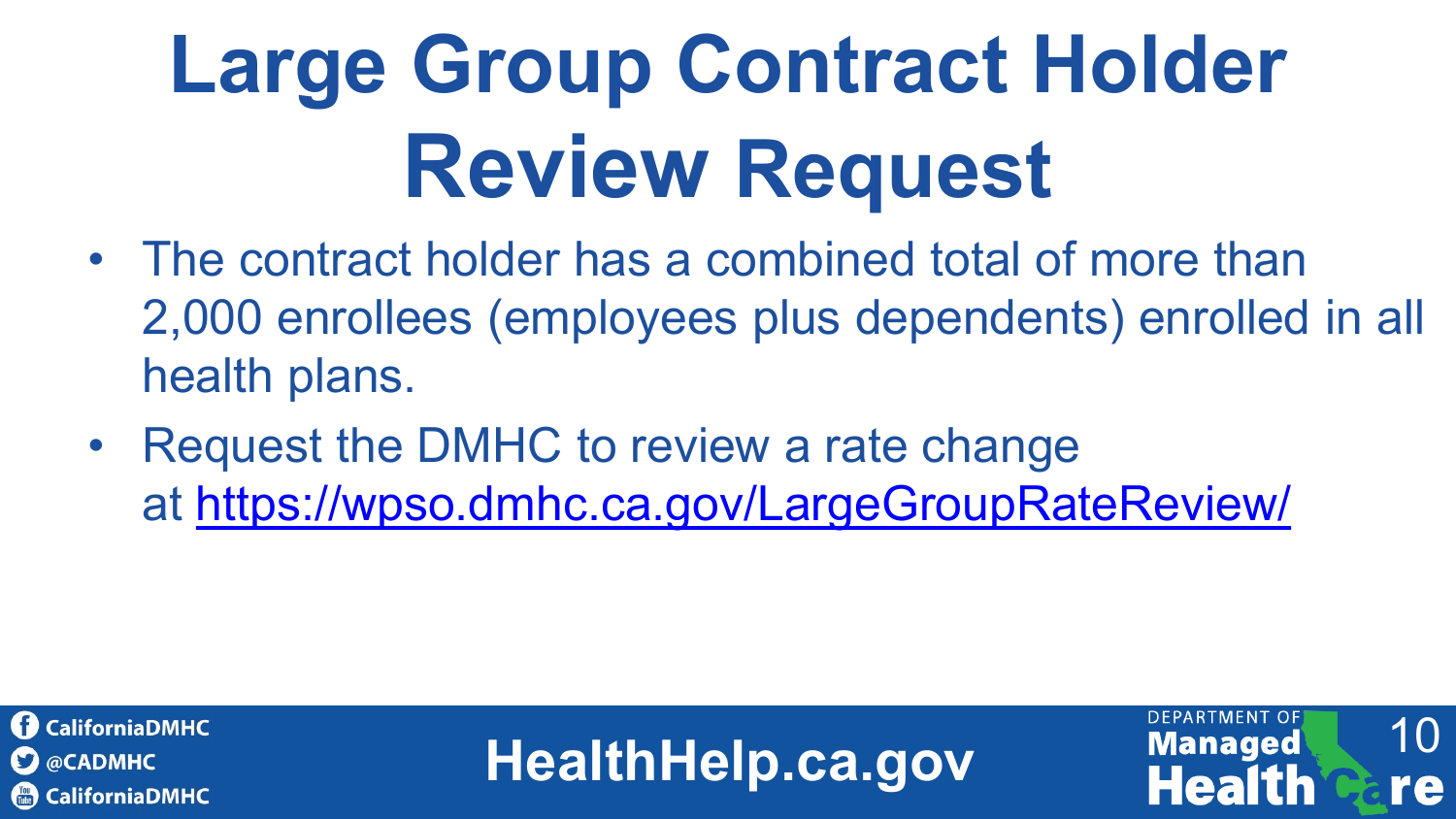# Large Group Contract Holder Review Request

- The contract holder has a combined total of more than 2,000 enrollees (employees plus dependents) enrolled in all health plans.
- Request the DMHC to review a rate change at [https://wpso.dmhc.ca.gov/LargeGroupRateReview/](https://wpso.dmhc.ca.gov/LargeGroupRateReview/)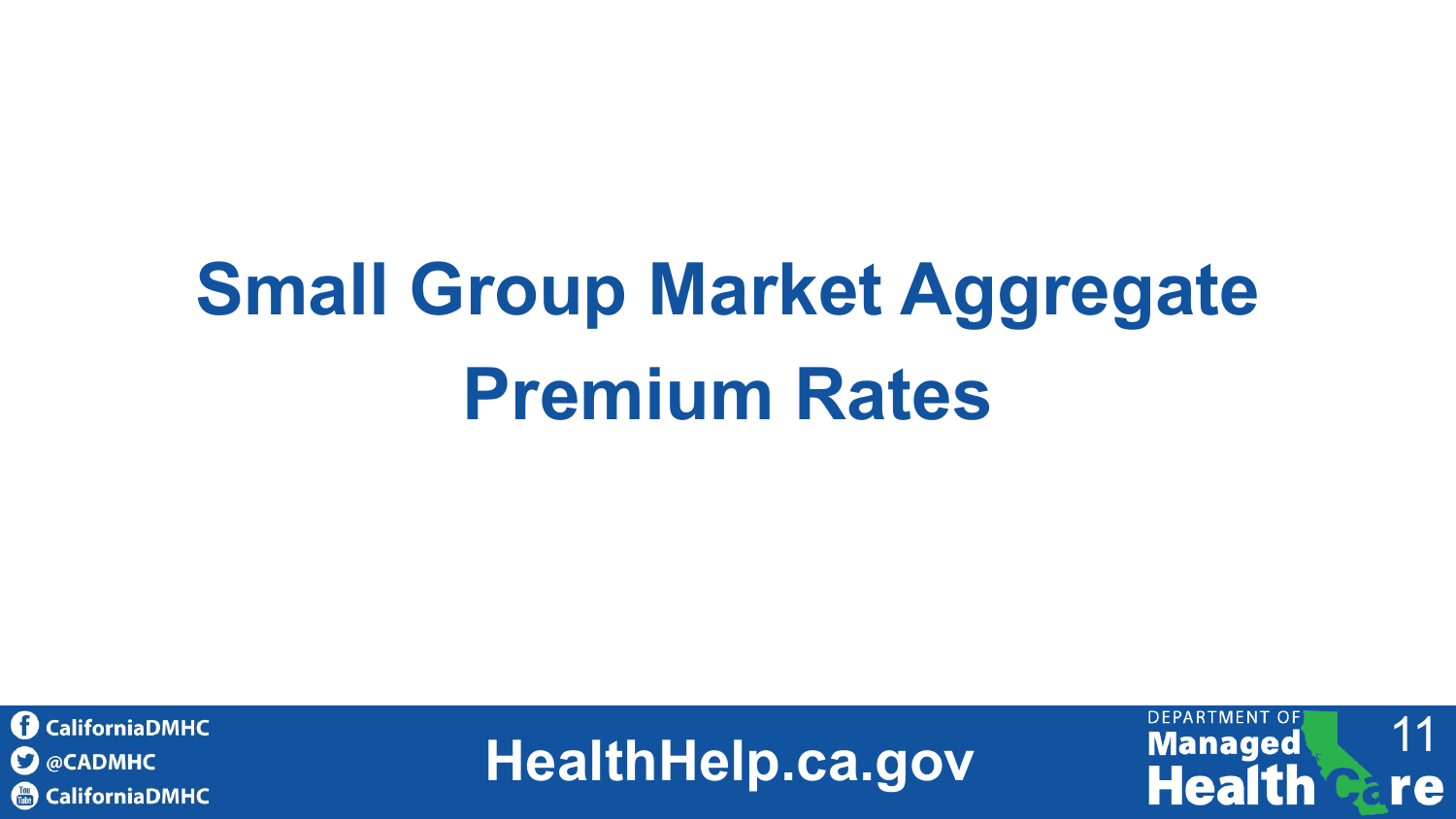# Small Group Market Aggregate Premium Rates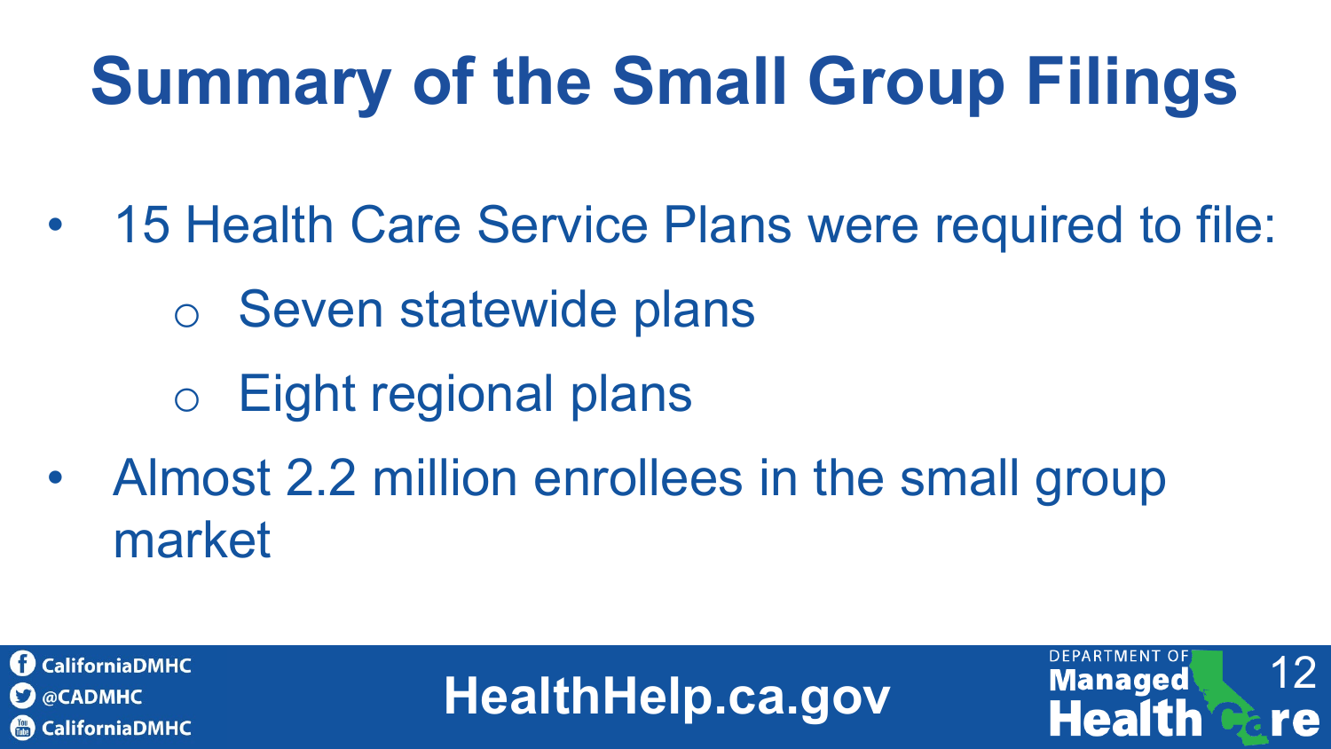# Summary of the Small Group Filings

- 15 Health Care Service Plans were required to file:
  - Seven statewide plans
  - Eight regional plans
- Almost 2.2 million enrollees in the small group market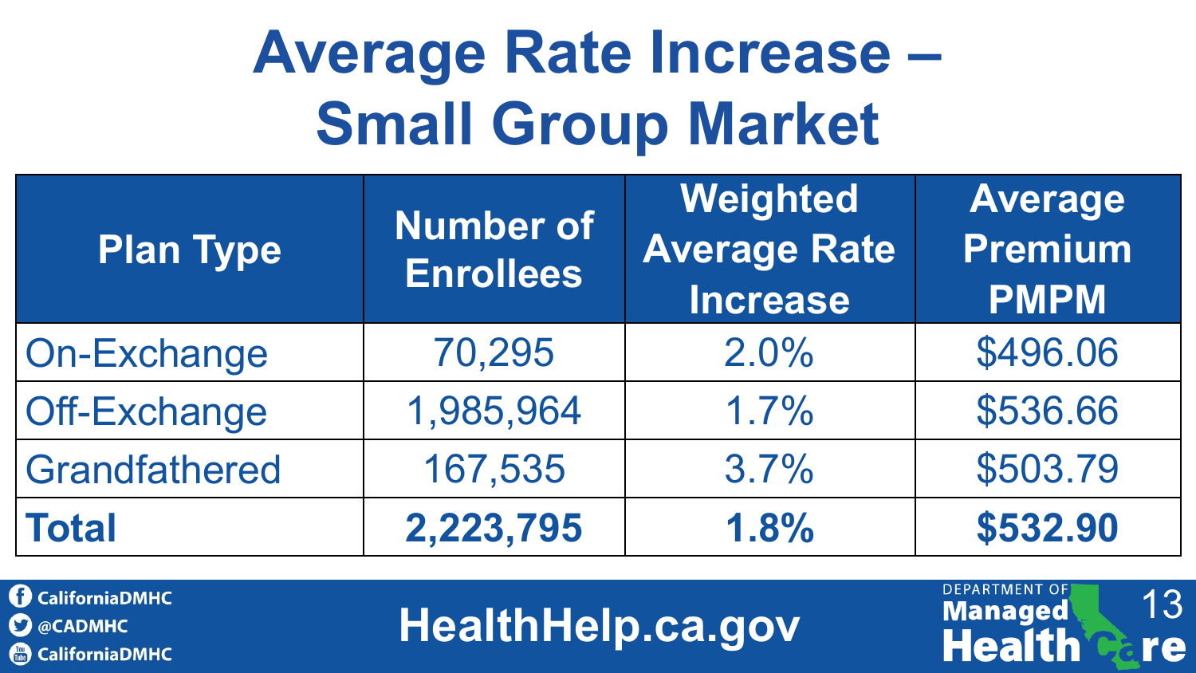# Average Rate Increase – Small Group Market

| Plan Type | Number of Enrollees | Weighted Average Rate Increase | Average Premium PMPM |
|---|---|---|---|
| On-Exchange | 70,295 | 2.0% | $496.06 |
| Off-Exchange | 1,985,964 | 1.7% | $536.66 |
| Grandfathered | 167,535 | 3.7% | $503.79 |
| **Total** | **2,223,795** | **1.8%** | **$532.90** |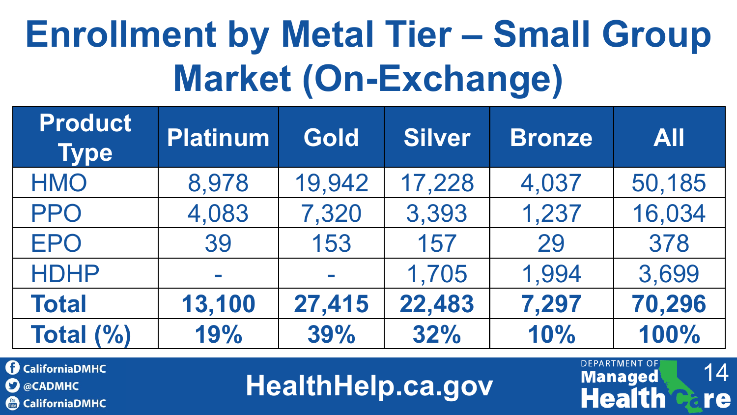# Enrollment by Metal Tier – Small Group Market (On-Exchange)

| Product Type | Platinum | Gold | Silver | Bronze | All |
|---|---|---|---|---|---|
| HMO | 8,978 | 19,942 | 17,228 | 4,037 | 50,185 |
| PPO | 4,083 | 7,320 | 3,393 | 1,237 | 16,034 |
| EPO | 39 | 153 | 157 | 29 | 378 |
| HDHP | - | - | 1,705 | 1,994 | 3,699 |
| **Total** | **13,100** | **27,415** | **22,483** | **7,297** | **70,296** |
| **Total (%)** | **19%** | **39%** | **32%** | **10%** | **100%** |

CaliforniaDMHC
@CADMHC
CaliforniaDMHC

HealthHelp.ca.gov

DEPARTMENT OF Managed Health Care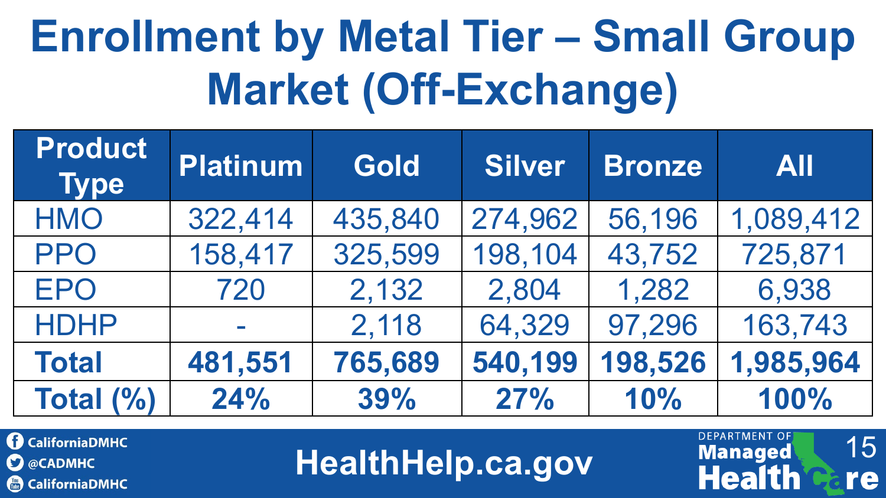# Enrollment by Metal Tier – Small Group Market (Off-Exchange)

| Product Type | Platinum | Gold | Silver | Bronze | All |
|---|---|---|---|---|---|
| HMO | 322,414 | 435,840 | 274,962 | 56,196 | 1,089,412 |
| PPO | 158,417 | 325,599 | 198,104 | 43,752 | 725,871 |
| EPO | 720 | 2,132 | 2,804 | 1,282 | 6,938 |
| HDHP | - | 2,118 | 64,329 | 97,296 | 163,743 |
| **Total** | **481,551** | **765,689** | **540,199** | **198,526** | **1,985,964** |
| **Total (%)** | **24%** | **39%** | **27%** | **10%** | **100%** |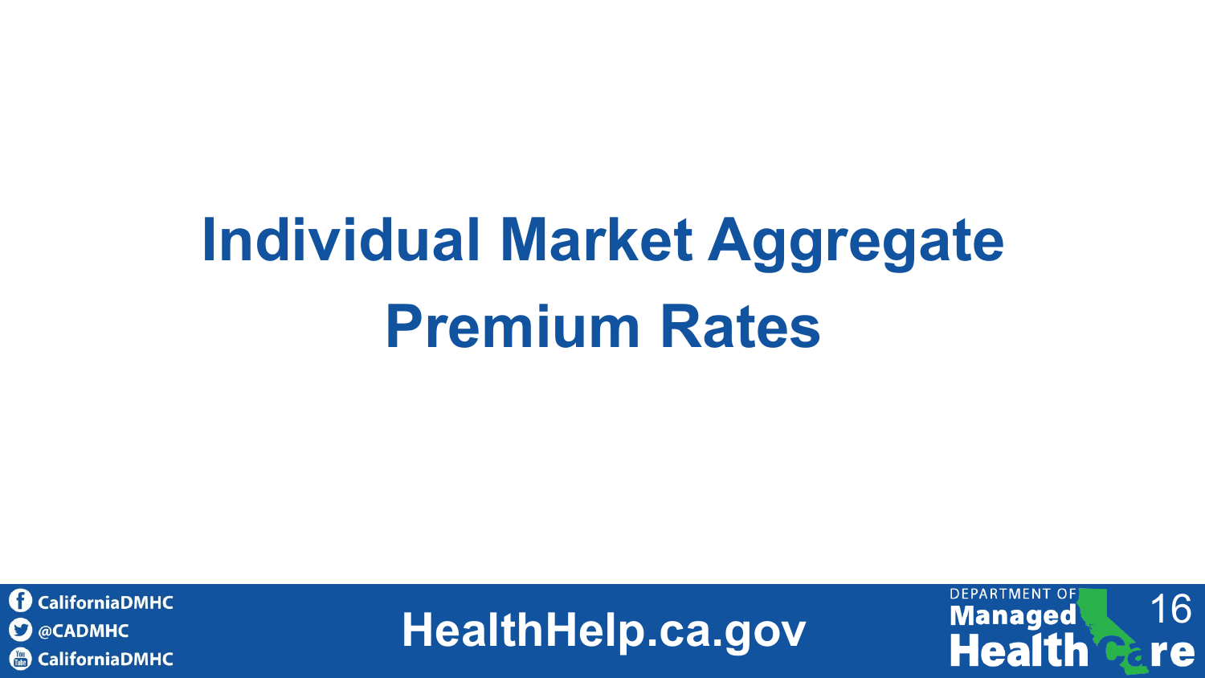# Individual Market Aggregate Premium Rates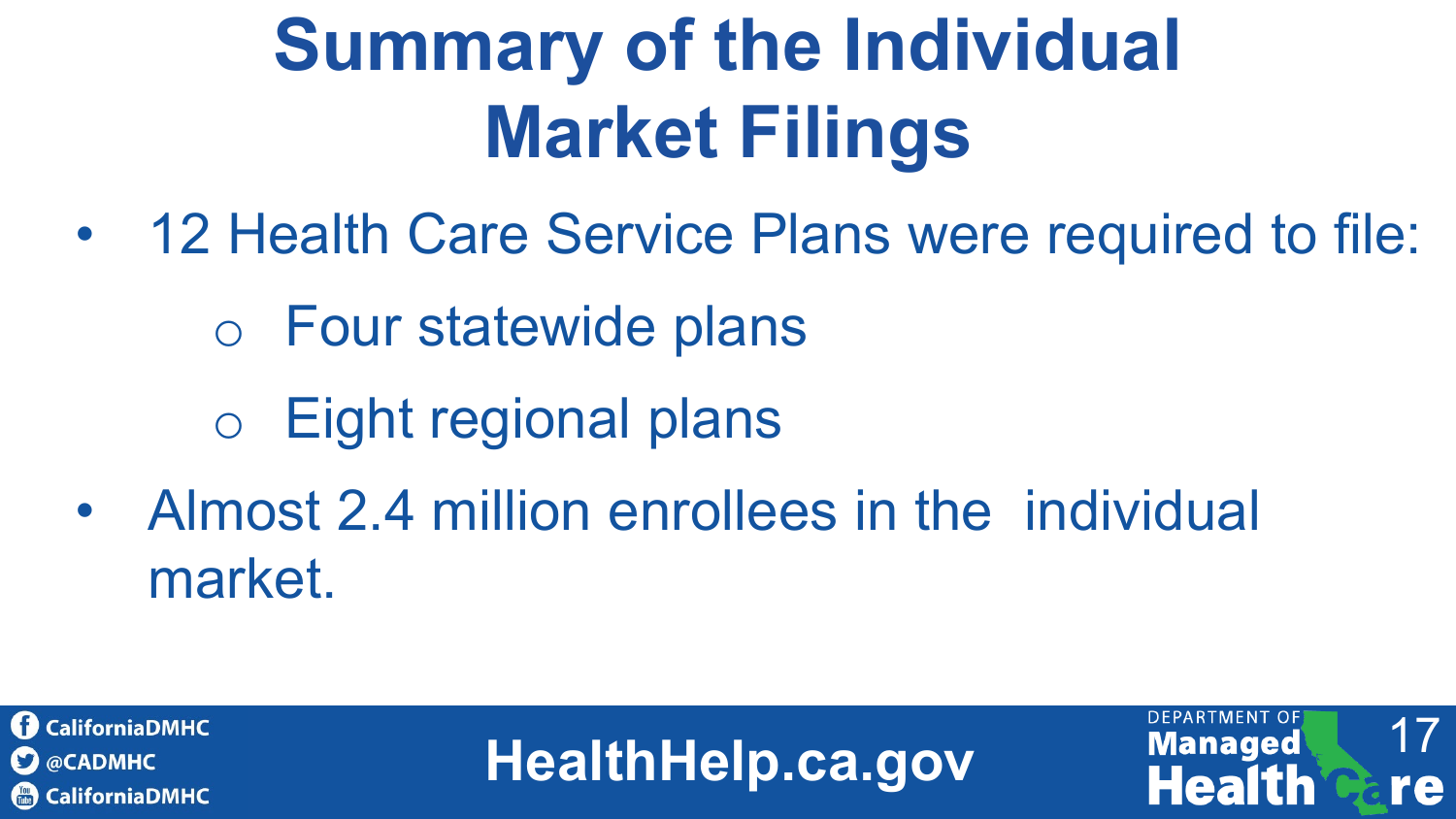# Summary of the Individual Market Filings

- 12 Health Care Service Plans were required to file:
  - Four statewide plans
  - Eight regional plans
- Almost 2.4 million enrollees in the individual market.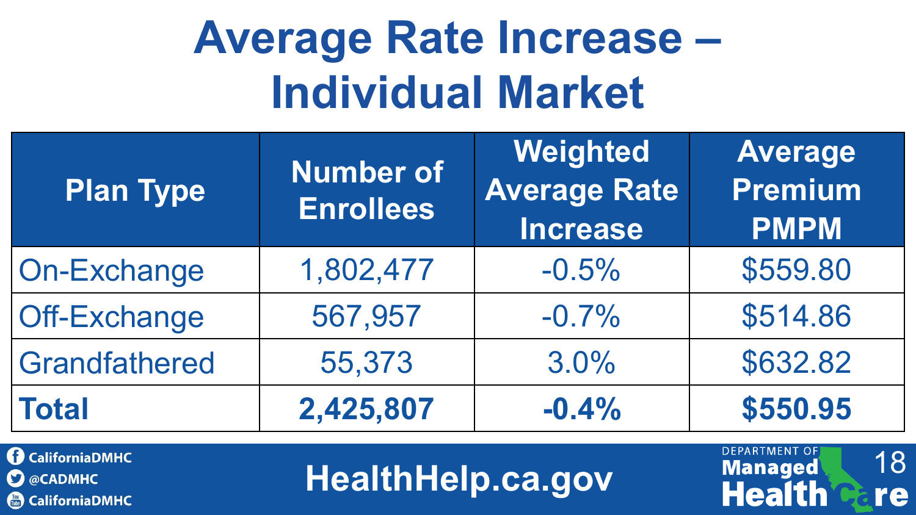# Average Rate Increase – Individual Market

| Plan Type | Number of Enrollees | Weighted Average Rate Increase | Average Premium PMPM |
|---|---|---|---|
| On-Exchange | 1,802,477 | -0.5% | $559.80 |
| Off-Exchange | 567,957 | -0.7% | $514.86 |
| Grandfathered | 55,373 | 3.0% | $632.82 |
| **Total** | **2,425,807** | **-0.4%** | **$550.95** |

CaliforniaDMHC
@CADMHC
CaliforniaDMHC

HealthHelp.ca.gov

DEPARTMENT OF Managed Health Care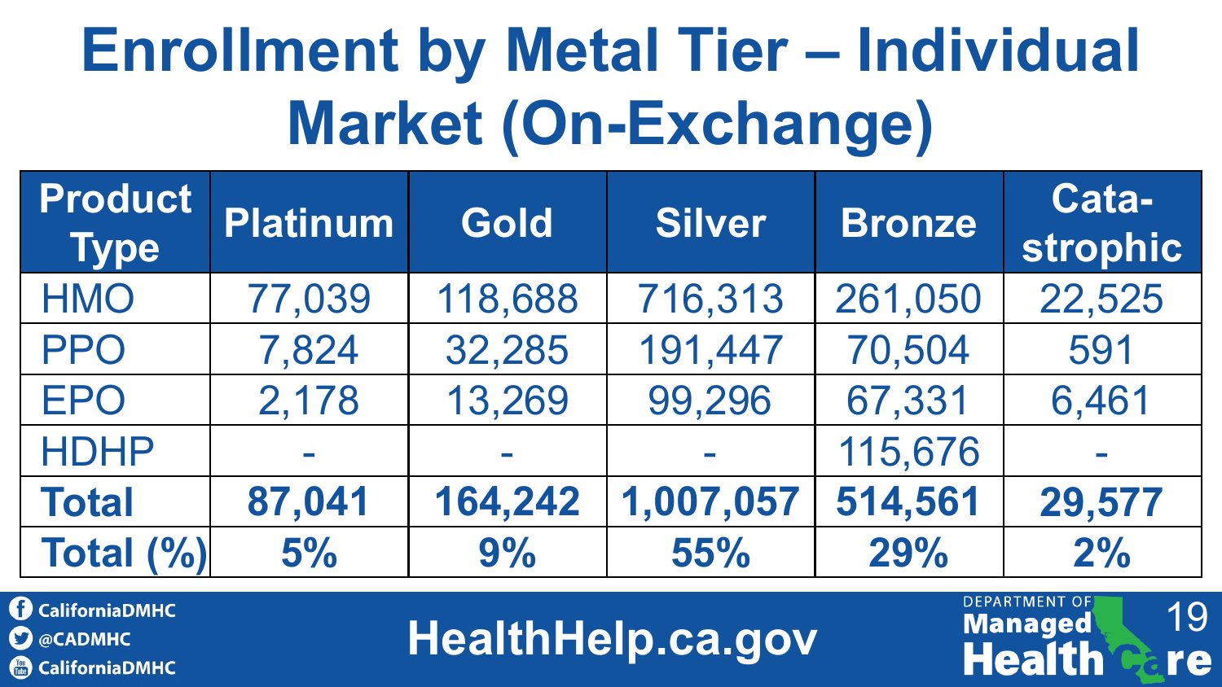# Enrollment by Metal Tier – Individual Market (On-Exchange)

| Product Type | Platinum | Gold | Silver | Bronze | Cata-strophic |
|---|---|---|---|---|---|
| HMO | 77,039 | 118,688 | 716,313 | 261,050 | 22,525 |
| PPO | 7,824 | 32,285 | 191,447 | 70,504 | 591 |
| EPO | 2,178 | 13,269 | 99,296 | 67,331 | 6,461 |
| HDHP | - | - | - | 115,676 | - |
| **Total** | **87,041** | **164,242** | **1,007,057** | **514,561** | **29,577** |
| **Total (%)** | **5%** | **9%** | **55%** | **29%** | **2%** |

CaliforniaDMHC

@CADMHC

CaliforniaDMHC

HealthHelp.ca.gov

Department of Managed Health Care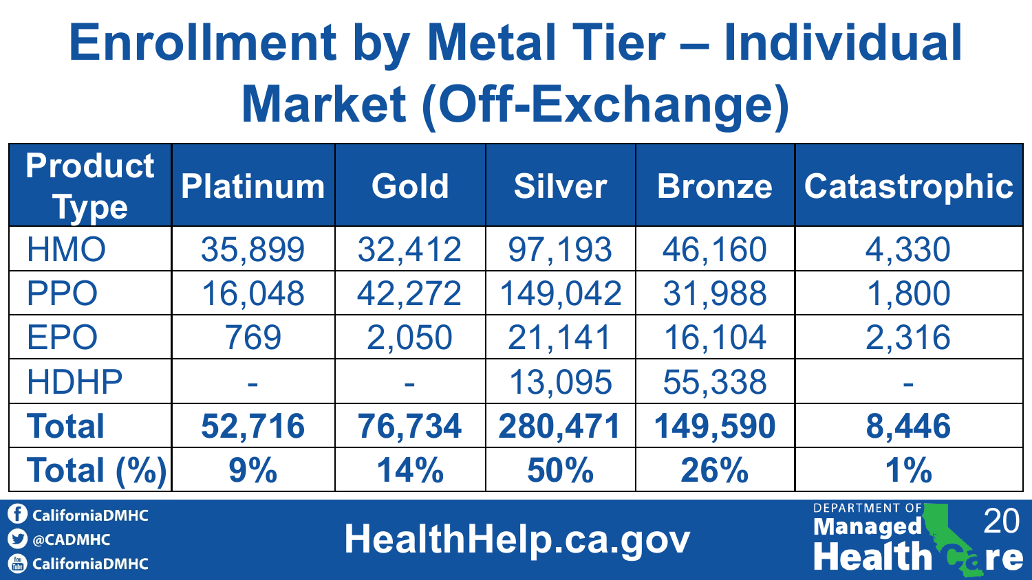# Enrollment by Metal Tier – Individual Market (Off-Exchange)

| Product Type | Platinum | Gold | Silver | Bronze | Catastrophic |
|---|---|---|---|---|---|
| HMO | 35,899 | 32,412 | 97,193 | 46,160 | 4,330 |
| PPO | 16,048 | 42,272 | 149,042 | 31,988 | 1,800 |
| EPO | 769 | 2,050 | 21,141 | 16,104 | 2,316 |
| HDHP | - | - | 13,095 | 55,338 | - |
| **Total** | **52,716** | **76,734** | **280,471** | **149,590** | **8,446** |
| **Total (%)** | **9%** | **14%** | **50%** | **26%** | **1%** |

CaliforniaDMHC
@CADMHC
CaliforniaDMHC

HealthHelp.ca.gov

DEPARTMENT OF Managed Health Care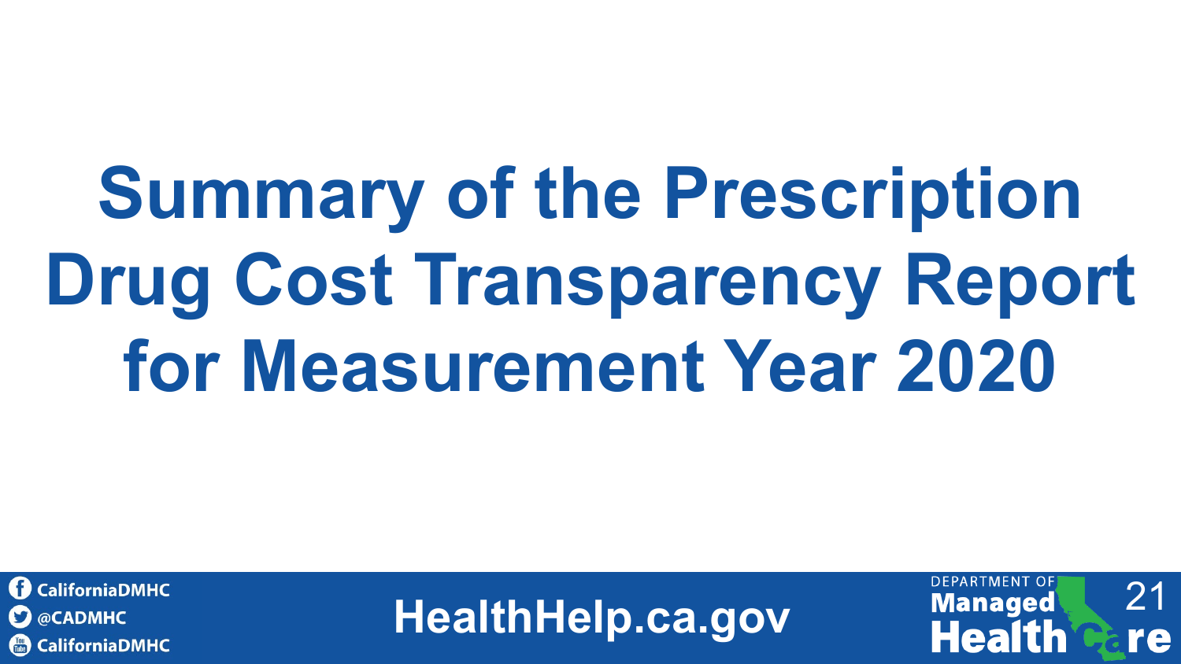# Summary of the Prescription Drug Cost Transparency Report for Measurement Year 2020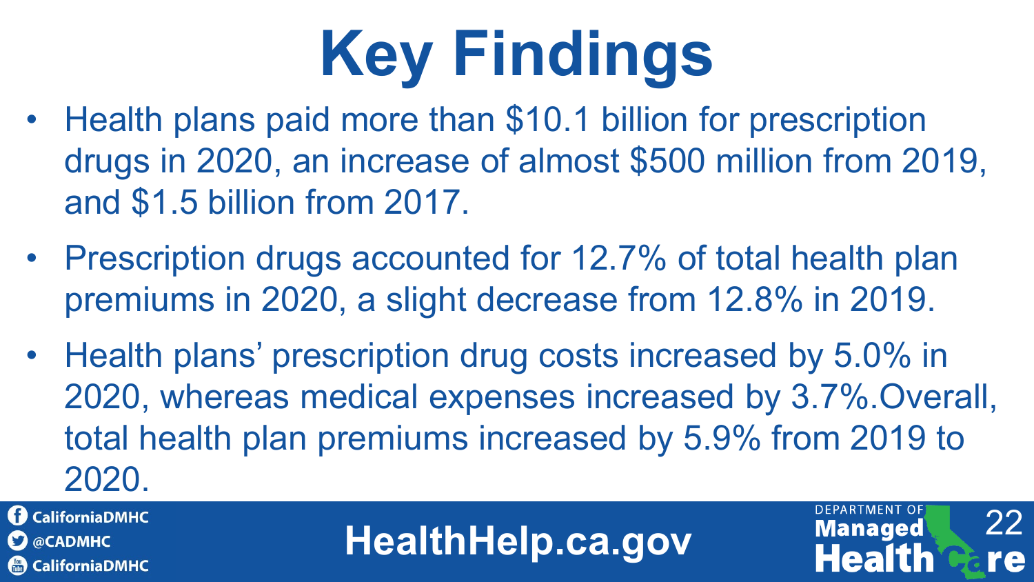# Key Findings

- Health plans paid more than $10.1 billion for prescription drugs in 2020, an increase of almost $500 million from 2019, and $1.5 billion from 2017.
- Prescription drugs accounted for 12.7% of total health plan premiums in 2020, a slight decrease from 12.8% in 2019.
- Health plans' prescription drug costs increased by 5.0% in 2020, whereas medical expenses increased by 3.7%.Overall, total health plan premiums increased by 5.9% from 2019 to 2020.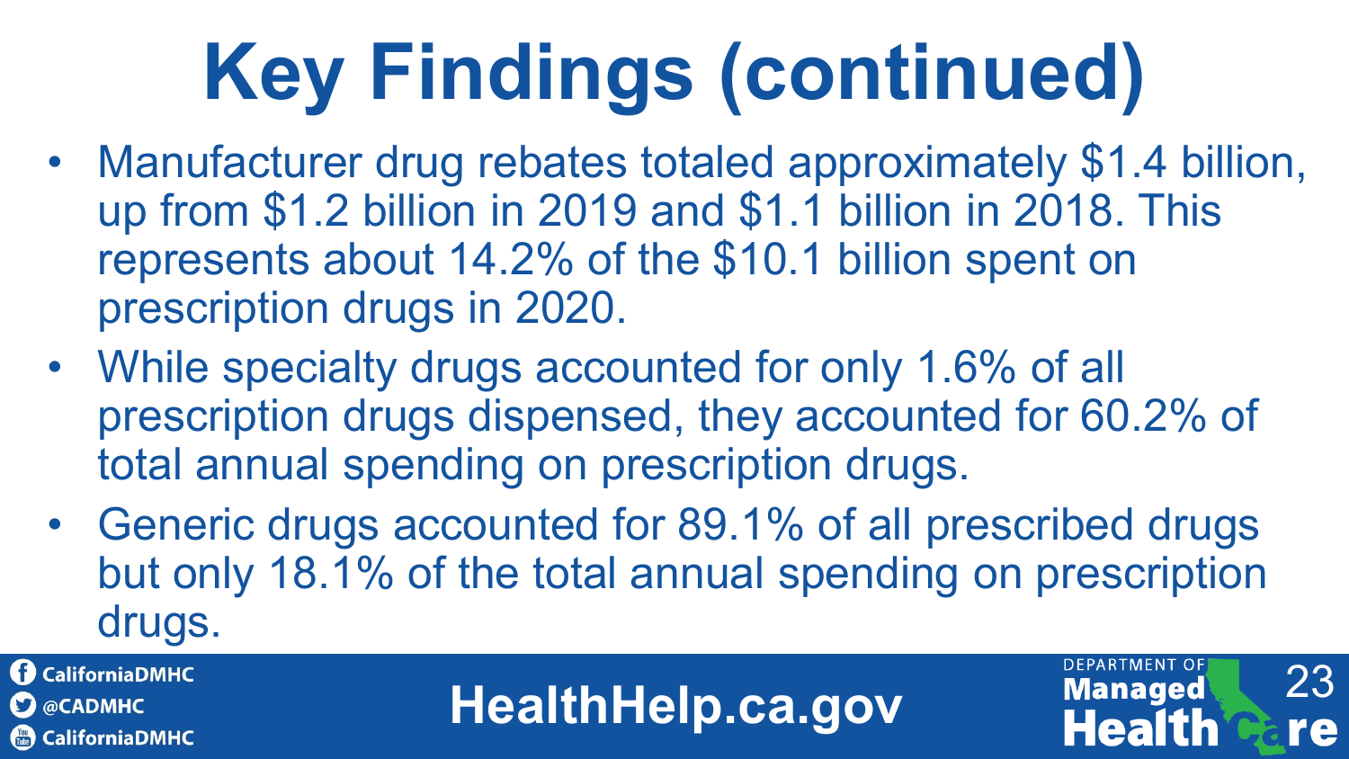# Key Findings (continued)

- Manufacturer drug rebates totaled approximately $1.4 billion, up from $1.2 billion in 2019 and $1.1 billion in 2018. This represents about 14.2% of the $10.1 billion spent on prescription drugs in 2020.
- While specialty drugs accounted for only 1.6% of all prescription drugs dispensed, they accounted for 60.2% of total annual spending on prescription drugs.
- Generic drugs accounted for 89.1% of all prescribed drugs but only 18.1% of the total annual spending on prescription drugs.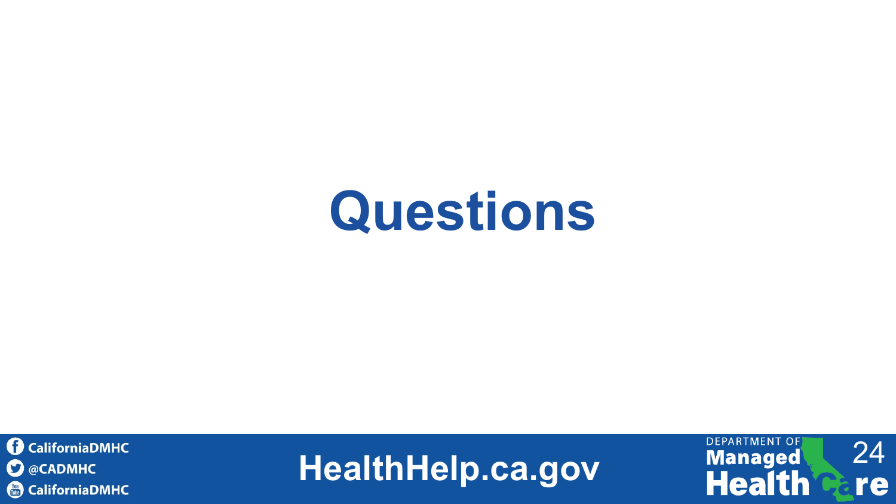# Questions